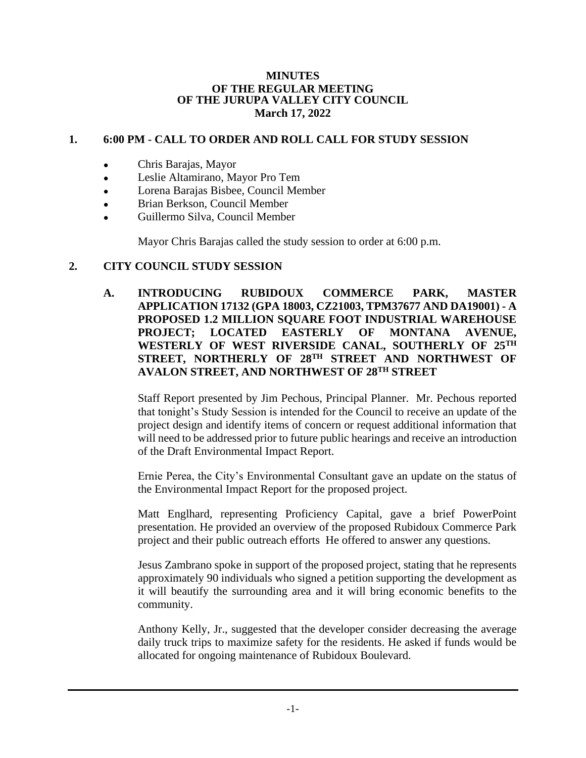# MINUTES
# OF THE REGULAR MEETING
# OF THE JURUPA VALLEY CITY COUNCIL
# March 17, 2022

## 1. 6:00 PM - CALL TO ORDER AND ROLL CALL FOR STUDY SESSION

- Chris Barajas, Mayor
- Leslie Altamirano, Mayor Pro Tem
- Lorena Barajas Bisbee, Council Member
- Brian Berkson, Council Member
- Guillermo Silva, Council Member

Mayor Chris Barajas called the study session to order at 6:00 p.m.

## 2. CITY COUNCIL STUDY SESSION

### A. INTRODUCING RUBIDOUX COMMERCE PARK, MASTER APPLICATION 17132 (GPA 18003, CZ21003, TPM37677 AND DA19001) - A PROPOSED 1.2 MILLION SQUARE FOOT INDUSTRIAL WAREHOUSE PROJECT; LOCATED EASTERLY OF MONTANA AVENUE, WESTERLY OF WEST RIVERSIDE CANAL, SOUTHERLY OF 25TH STREET, NORTHERLY OF 28TH STREET AND NORTHWEST OF AVALON STREET, AND NORTHWEST OF 28TH STREET

Staff Report presented by Jim Pechous, Principal Planner. Mr. Pechous reported that tonight's Study Session is intended for the Council to receive an update of the project design and identify items of concern or request additional information that will need to be addressed prior to future public hearings and receive an introduction of the Draft Environmental Impact Report.

Ernie Perea, the City's Environmental Consultant gave an update on the status of the Environmental Impact Report for the proposed project.

Matt Englhard, representing Proficiency Capital, gave a brief PowerPoint presentation. He provided an overview of the proposed Rubidoux Commerce Park project and their public outreach efforts He offered to answer any questions.

Jesus Zambrano spoke in support of the proposed project, stating that he represents approximately 90 individuals who signed a petition supporting the development as it will beautify the surrounding area and it will bring economic benefits to the community.

Anthony Kelly, Jr., suggested that the developer consider decreasing the average daily truck trips to maximize safety for the residents. He asked if funds would be allocated for ongoing maintenance of Rubidoux Boulevard.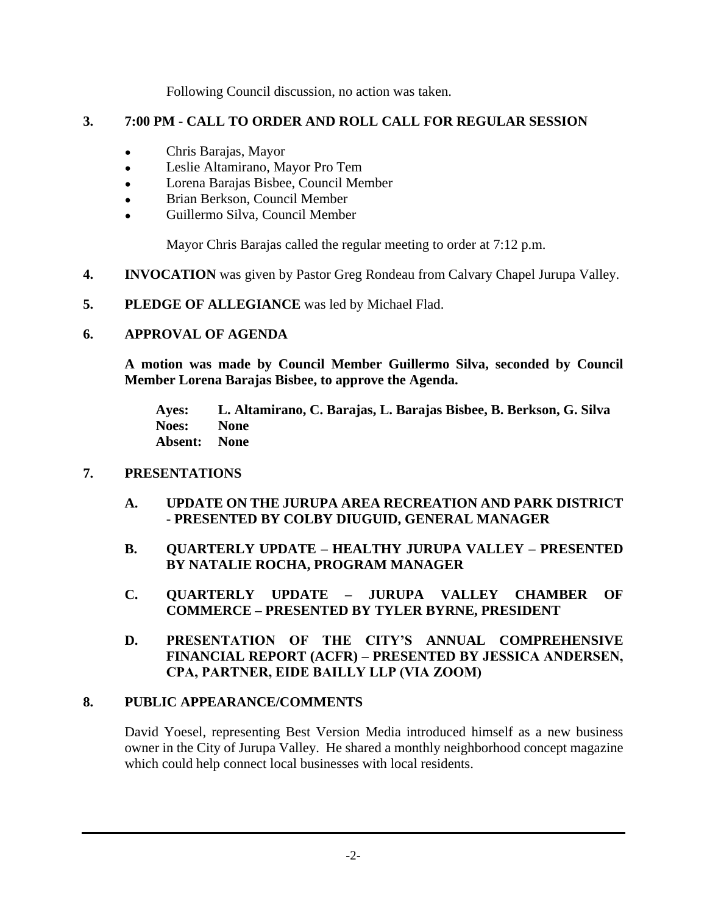Following Council discussion, no action was taken.

## 3. 7:00 PM - CALL TO ORDER AND ROLL CALL FOR REGULAR SESSION

- Chris Barajas, Mayor
- Leslie Altamirano, Mayor Pro Tem
- Lorena Barajas Bisbee, Council Member
- Brian Berkson, Council Member
- Guillermo Silva, Council Member

Mayor Chris Barajas called the regular meeting to order at 7:12 p.m.

**4. INVOCATION** was given by Pastor Greg Rondeau from Calvary Chapel Jurupa Valley.

**5. PLEDGE OF ALLEGIANCE** was led by Michael Flad.

## 6. APPROVAL OF AGENDA

**A motion was made by Council Member Guillermo Silva, seconded by Council Member Lorena Barajas Bisbee, to approve the Agenda.**

**Ayes: L. Altamirano, C. Barajas, L. Barajas Bisbee, B. Berkson, G. Silva**
**Noes: None**
**Absent: None**

## 7. PRESENTATIONS

**A. UPDATE ON THE JURUPA AREA RECREATION AND PARK DISTRICT - PRESENTED BY COLBY DIUGUID, GENERAL MANAGER**

**B. QUARTERLY UPDATE – HEALTHY JURUPA VALLEY – PRESENTED BY NATALIE ROCHA, PROGRAM MANAGER**

**C. QUARTERLY UPDATE – JURUPA VALLEY CHAMBER OF COMMERCE – PRESENTED BY TYLER BYRNE, PRESIDENT**

**D. PRESENTATION OF THE CITY'S ANNUAL COMPREHENSIVE FINANCIAL REPORT (ACFR) – PRESENTED BY JESSICA ANDERSEN, CPA, PARTNER, EIDE BAILLY LLP (VIA ZOOM)**

## 8. PUBLIC APPEARANCE/COMMENTS

David Yoesel, representing Best Version Media introduced himself as a new business owner in the City of Jurupa Valley. He shared a monthly neighborhood concept magazine which could help connect local businesses with local residents.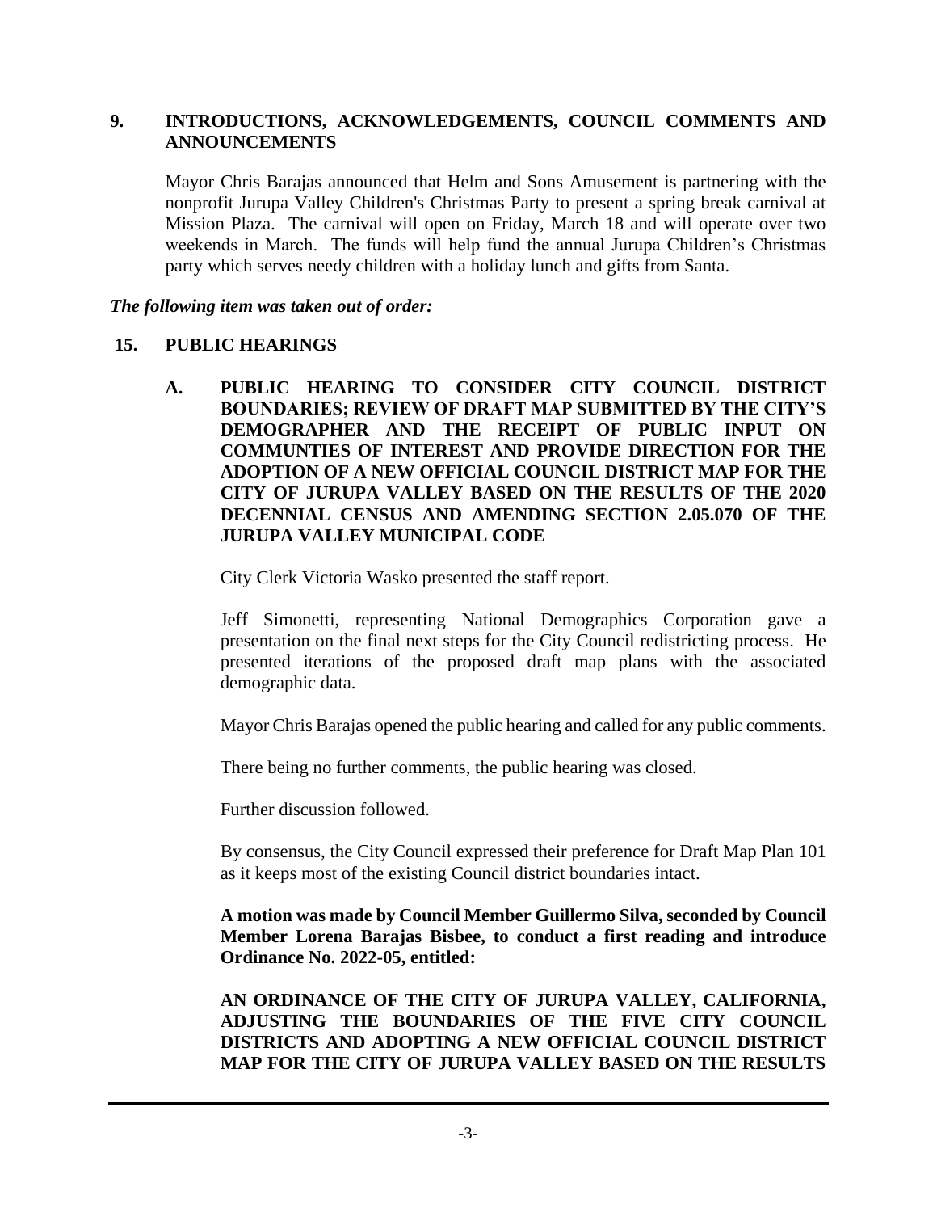## 9. INTRODUCTIONS, ACKNOWLEDGEMENTS, COUNCIL COMMENTS AND ANNOUNCEMENTS

Mayor Chris Barajas announced that Helm and Sons Amusement is partnering with the nonprofit Jurupa Valley Children's Christmas Party to present a spring break carnival at Mission Plaza. The carnival will open on Friday, March 18 and will operate over two weekends in March. The funds will help fund the annual Jurupa Children's Christmas party which serves needy children with a holiday lunch and gifts from Santa.

***The following item was taken out of order:***

## 15. PUBLIC HEARINGS

### A. PUBLIC HEARING TO CONSIDER CITY COUNCIL DISTRICT BOUNDARIES; REVIEW OF DRAFT MAP SUBMITTED BY THE CITY'S DEMOGRAPHER AND THE RECEIPT OF PUBLIC INPUT ON COMMUNTIES OF INTEREST AND PROVIDE DIRECTION FOR THE ADOPTION OF A NEW OFFICIAL COUNCIL DISTRICT MAP FOR THE CITY OF JURUPA VALLEY BASED ON THE RESULTS OF THE 2020 DECENNIAL CENSUS AND AMENDING SECTION 2.05.070 OF THE JURUPA VALLEY MUNICIPAL CODE

City Clerk Victoria Wasko presented the staff report.

Jeff Simonetti, representing National Demographics Corporation gave a presentation on the final next steps for the City Council redistricting process. He presented iterations of the proposed draft map plans with the associated demographic data.

Mayor Chris Barajas opened the public hearing and called for any public comments.

There being no further comments, the public hearing was closed.

Further discussion followed.

By consensus, the City Council expressed their preference for Draft Map Plan 101 as it keeps most of the existing Council district boundaries intact.

**A motion was made by Council Member Guillermo Silva, seconded by Council Member Lorena Barajas Bisbee, to conduct a first reading and introduce Ordinance No. 2022-05, entitled:**

**AN ORDINANCE OF THE CITY OF JURUPA VALLEY, CALIFORNIA, ADJUSTING THE BOUNDARIES OF THE FIVE CITY COUNCIL DISTRICTS AND ADOPTING A NEW OFFICIAL COUNCIL DISTRICT MAP FOR THE CITY OF JURUPA VALLEY BASED ON THE RESULTS**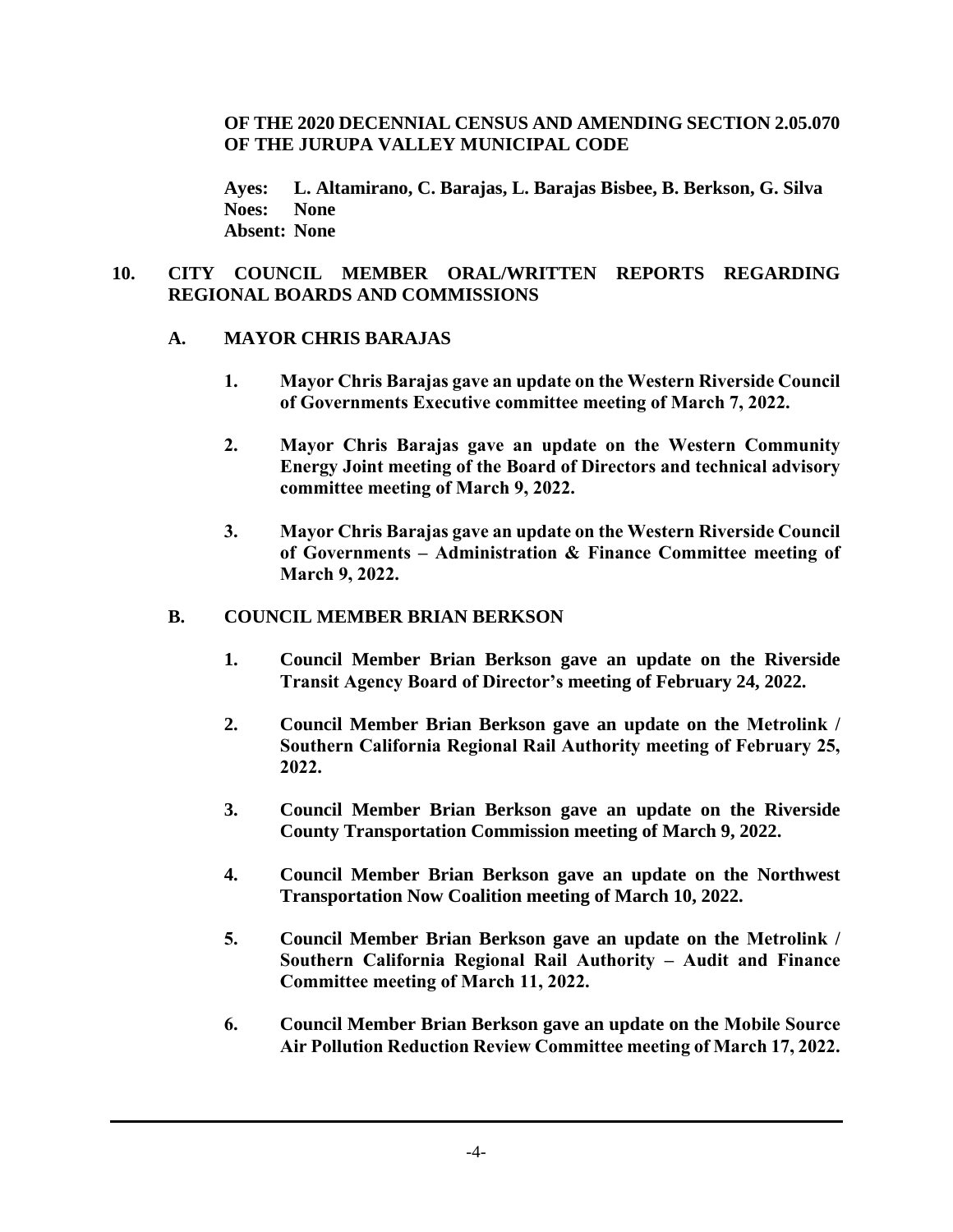**OF THE 2020 DECENNIAL CENSUS AND AMENDING SECTION 2.05.070 OF THE JURUPA VALLEY MUNICIPAL CODE**

**Ayes: L. Altamirano, C. Barajas, L. Barajas Bisbee, B. Berkson, G. Silva**
**Noes: None**
**Absent: None**

## 10. CITY COUNCIL MEMBER ORAL/WRITTEN REPORTS REGARDING REGIONAL BOARDS AND COMMISSIONS

### A. MAYOR CHRIS BARAJAS

1. **Mayor Chris Barajas gave an update on the Western Riverside Council of Governments Executive committee meeting of March 7, 2022.**

2. **Mayor Chris Barajas gave an update on the Western Community Energy Joint meeting of the Board of Directors and technical advisory committee meeting of March 9, 2022.**

3. **Mayor Chris Barajas gave an update on the Western Riverside Council of Governments – Administration & Finance Committee meeting of March 9, 2022.**

### B. COUNCIL MEMBER BRIAN BERKSON

1. **Council Member Brian Berkson gave an update on the Riverside Transit Agency Board of Director's meeting of February 24, 2022.**

2. **Council Member Brian Berkson gave an update on the Metrolink / Southern California Regional Rail Authority meeting of February 25, 2022.**

3. **Council Member Brian Berkson gave an update on the Riverside County Transportation Commission meeting of March 9, 2022.**

4. **Council Member Brian Berkson gave an update on the Northwest Transportation Now Coalition meeting of March 10, 2022.**

5. **Council Member Brian Berkson gave an update on the Metrolink / Southern California Regional Rail Authority – Audit and Finance Committee meeting of March 11, 2022.**

6. **Council Member Brian Berkson gave an update on the Mobile Source Air Pollution Reduction Review Committee meeting of March 17, 2022.**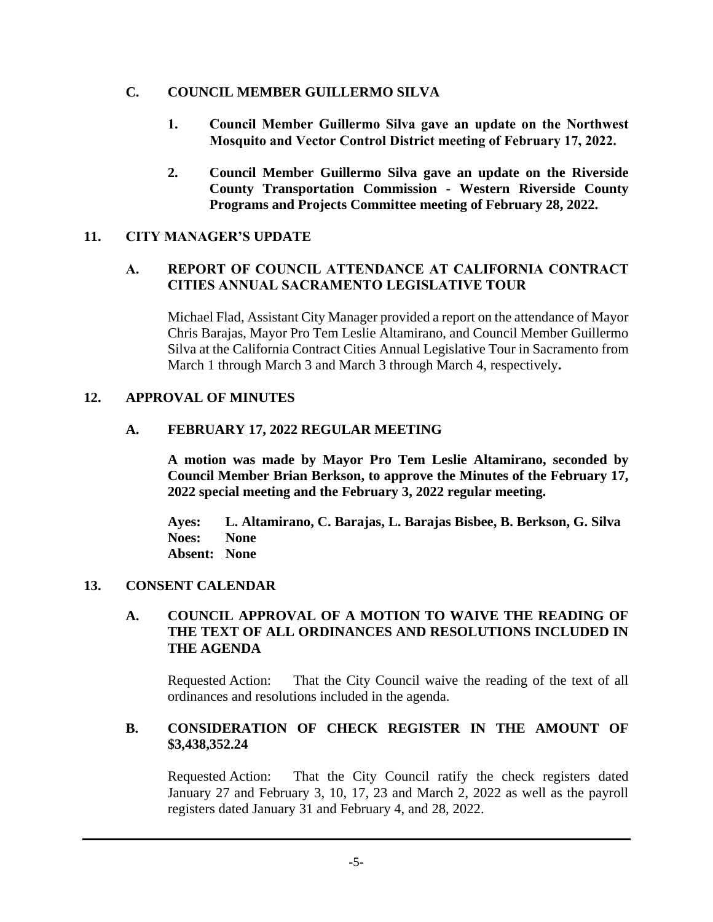### C. COUNCIL MEMBER GUILLERMO SILVA

1. **Council Member Guillermo Silva gave an update on the Northwest Mosquito and Vector Control District meeting of February 17, 2022.**

2. **Council Member Guillermo Silva gave an update on the Riverside County Transportation Commission - Western Riverside County Programs and Projects Committee meeting of February 28, 2022.**

## 11. CITY MANAGER'S UPDATE

### A. REPORT OF COUNCIL ATTENDANCE AT CALIFORNIA CONTRACT CITIES ANNUAL SACRAMENTO LEGISLATIVE TOUR

Michael Flad, Assistant City Manager provided a report on the attendance of Mayor Chris Barajas, Mayor Pro Tem Leslie Altamirano, and Council Member Guillermo Silva at the California Contract Cities Annual Legislative Tour in Sacramento from March 1 through March 3 and March 3 through March 4, respectively.

## 12. APPROVAL OF MINUTES

### A. FEBRUARY 17, 2022 REGULAR MEETING

**A motion was made by Mayor Pro Tem Leslie Altamirano, seconded by Council Member Brian Berkson, to approve the Minutes of the February 17, 2022 special meeting and the February 3, 2022 regular meeting.**

**Ayes: L. Altamirano, C. Barajas, L. Barajas Bisbee, B. Berkson, G. Silva**
**Noes: None**
**Absent: None**

## 13. CONSENT CALENDAR

### A. COUNCIL APPROVAL OF A MOTION TO WAIVE THE READING OF THE TEXT OF ALL ORDINANCES AND RESOLUTIONS INCLUDED IN THE AGENDA

Requested Action: That the City Council waive the reading of the text of all ordinances and resolutions included in the agenda.

### B. CONSIDERATION OF CHECK REGISTER IN THE AMOUNT OF $3,438,352.24

Requested Action: That the City Council ratify the check registers dated January 27 and February 3, 10, 17, 23 and March 2, 2022 as well as the payroll registers dated January 31 and February 4, and 28, 2022.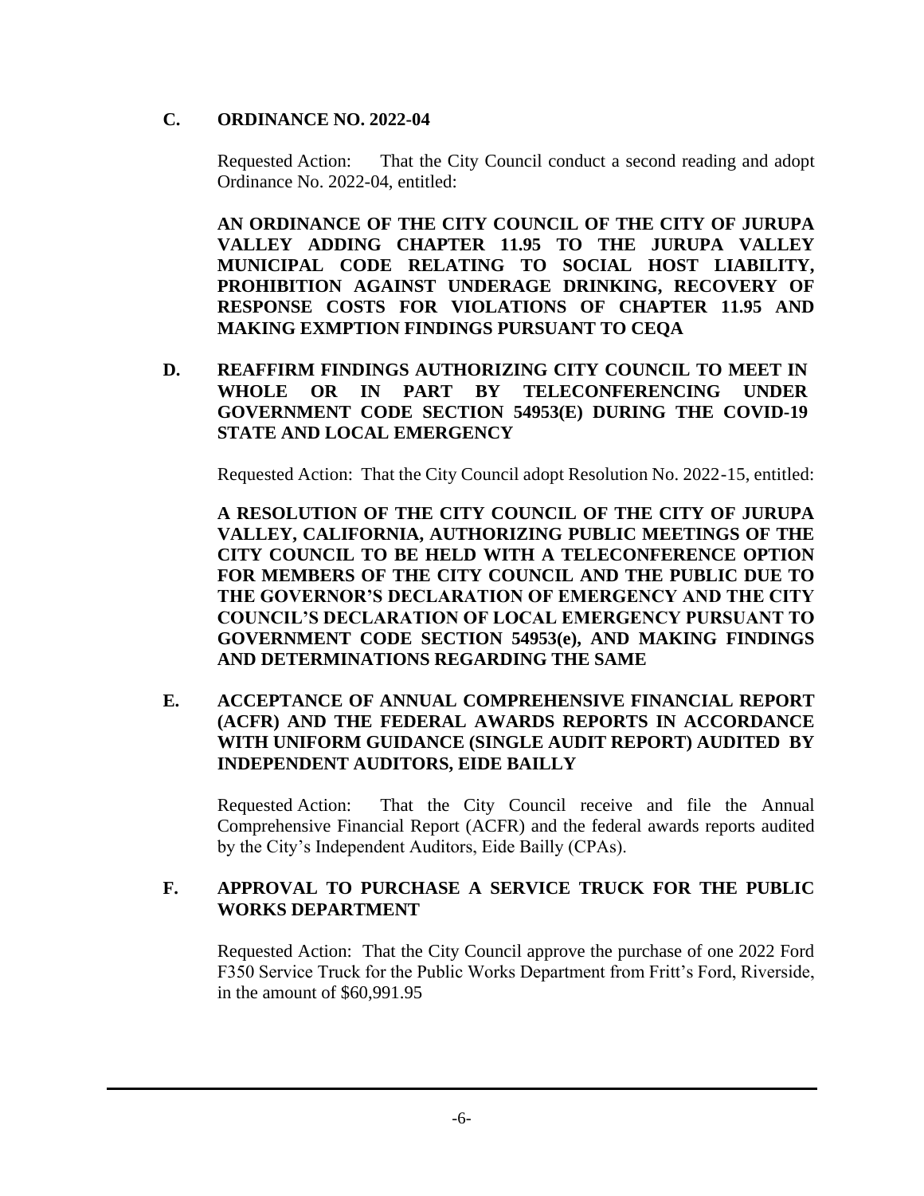**C. ORDINANCE NO. 2022-04**

Requested Action: That the City Council conduct a second reading and adopt Ordinance No. 2022-04, entitled:

**AN ORDINANCE OF THE CITY COUNCIL OF THE CITY OF JURUPA VALLEY ADDING CHAPTER 11.95 TO THE JURUPA VALLEY MUNICIPAL CODE RELATING TO SOCIAL HOST LIABILITY, PROHIBITION AGAINST UNDERAGE DRINKING, RECOVERY OF RESPONSE COSTS FOR VIOLATIONS OF CHAPTER 11.95 AND MAKING EXMPTION FINDINGS PURSUANT TO CEQA**

**D. REAFFIRM FINDINGS AUTHORIZING CITY COUNCIL TO MEET IN WHOLE OR IN PART BY TELECONFERENCING UNDER GOVERNMENT CODE SECTION 54953(E) DURING THE COVID-19 STATE AND LOCAL EMERGENCY**

Requested Action: That the City Council adopt Resolution No. 2022-15, entitled:

**A RESOLUTION OF THE CITY COUNCIL OF THE CITY OF JURUPA VALLEY, CALIFORNIA, AUTHORIZING PUBLIC MEETINGS OF THE CITY COUNCIL TO BE HELD WITH A TELECONFERENCE OPTION FOR MEMBERS OF THE CITY COUNCIL AND THE PUBLIC DUE TO THE GOVERNOR'S DECLARATION OF EMERGENCY AND THE CITY COUNCIL'S DECLARATION OF LOCAL EMERGENCY PURSUANT TO GOVERNMENT CODE SECTION 54953(e), AND MAKING FINDINGS AND DETERMINATIONS REGARDING THE SAME**

**E. ACCEPTANCE OF ANNUAL COMPREHENSIVE FINANCIAL REPORT (ACFR) AND THE FEDERAL AWARDS REPORTS IN ACCORDANCE WITH UNIFORM GUIDANCE (SINGLE AUDIT REPORT) AUDITED BY INDEPENDENT AUDITORS, EIDE BAILLY**

Requested Action: That the City Council receive and file the Annual Comprehensive Financial Report (ACFR) and the federal awards reports audited by the City's Independent Auditors, Eide Bailly (CPAs).

**F. APPROVAL TO PURCHASE A SERVICE TRUCK FOR THE PUBLIC WORKS DEPARTMENT**

Requested Action: That the City Council approve the purchase of one 2022 Ford F350 Service Truck for the Public Works Department from Fritt's Ford, Riverside, in the amount of $60,991.95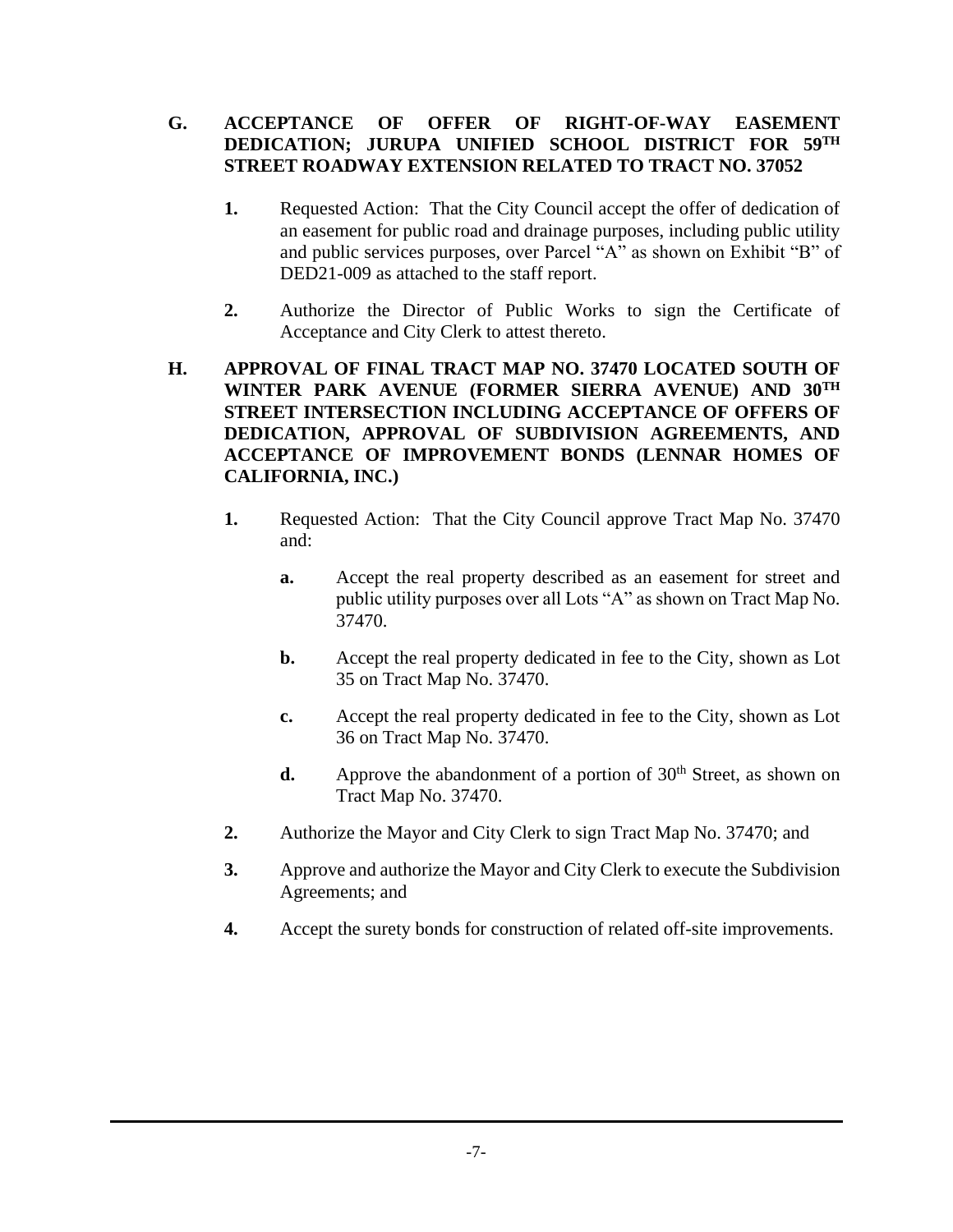**G. ACCEPTANCE OF OFFER OF RIGHT-OF-WAY EASEMENT DEDICATION; JURUPA UNIFIED SCHOOL DISTRICT FOR 59TH STREET ROADWAY EXTENSION RELATED TO TRACT NO. 37052**

1. Requested Action: That the City Council accept the offer of dedication of an easement for public road and drainage purposes, including public utility and public services purposes, over Parcel "A" as shown on Exhibit "B" of DED21-009 as attached to the staff report.

2. Authorize the Director of Public Works to sign the Certificate of Acceptance and City Clerk to attest thereto.

**H. APPROVAL OF FINAL TRACT MAP NO. 37470 LOCATED SOUTH OF WINTER PARK AVENUE (FORMER SIERRA AVENUE) AND 30TH STREET INTERSECTION INCLUDING ACCEPTANCE OF OFFERS OF DEDICATION, APPROVAL OF SUBDIVISION AGREEMENTS, AND ACCEPTANCE OF IMPROVEMENT BONDS (LENNAR HOMES OF CALIFORNIA, INC.)**

1. Requested Action: That the City Council approve Tract Map No. 37470 and:

   a. Accept the real property described as an easement for street and public utility purposes over all Lots "A" as shown on Tract Map No. 37470.

   b. Accept the real property dedicated in fee to the City, shown as Lot 35 on Tract Map No. 37470.

   c. Accept the real property dedicated in fee to the City, shown as Lot 36 on Tract Map No. 37470.

   d. Approve the abandonment of a portion of 30th Street, as shown on Tract Map No. 37470.

2. Authorize the Mayor and City Clerk to sign Tract Map No. 37470; and

3. Approve and authorize the Mayor and City Clerk to execute the Subdivision Agreements; and

4. Accept the surety bonds for construction of related off-site improvements.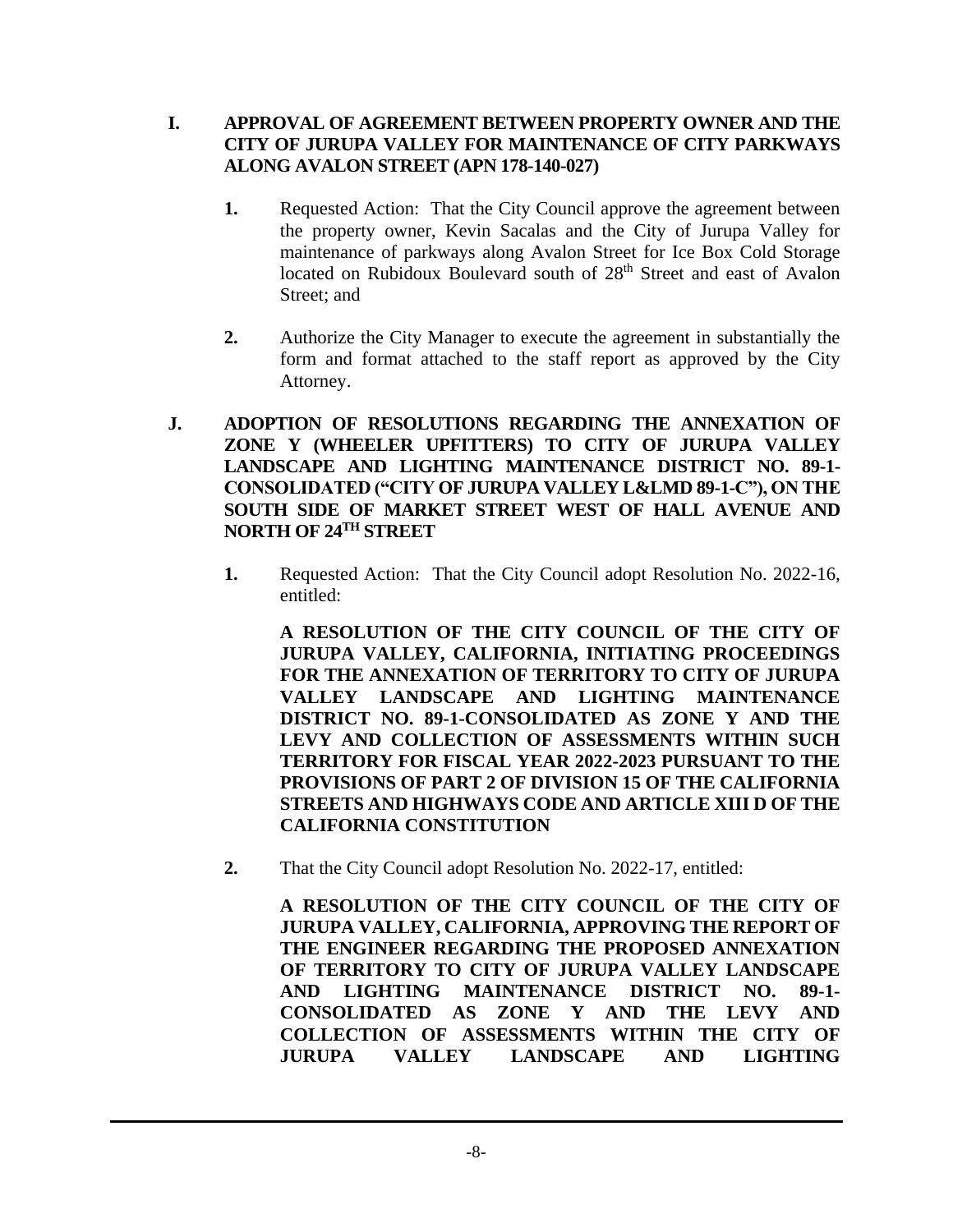**I. APPROVAL OF AGREEMENT BETWEEN PROPERTY OWNER AND THE CITY OF JURUPA VALLEY FOR MAINTENANCE OF CITY PARKWAYS ALONG AVALON STREET (APN 178-140-027)**

1. Requested Action: That the City Council approve the agreement between the property owner, Kevin Sacalas and the City of Jurupa Valley for maintenance of parkways along Avalon Street for Ice Box Cold Storage located on Rubidoux Boulevard south of 28th Street and east of Avalon Street; and

2. Authorize the City Manager to execute the agreement in substantially the form and format attached to the staff report as approved by the City Attorney.

**J. ADOPTION OF RESOLUTIONS REGARDING THE ANNEXATION OF ZONE Y (WHEELER UPFITTERS) TO CITY OF JURUPA VALLEY LANDSCAPE AND LIGHTING MAINTENANCE DISTRICT NO. 89-1-CONSOLIDATED ("CITY OF JURUPA VALLEY L&LMD 89-1-C"), ON THE SOUTH SIDE OF MARKET STREET WEST OF HALL AVENUE AND NORTH OF 24TH STREET**

1. Requested Action: That the City Council adopt Resolution No. 2022-16, entitled:

   **A RESOLUTION OF THE CITY COUNCIL OF THE CITY OF JURUPA VALLEY, CALIFORNIA, INITIATING PROCEEDINGS FOR THE ANNEXATION OF TERRITORY TO CITY OF JURUPA VALLEY LANDSCAPE AND LIGHTING MAINTENANCE DISTRICT NO. 89-1-CONSOLIDATED AS ZONE Y AND THE LEVY AND COLLECTION OF ASSESSMENTS WITHIN SUCH TERRITORY FOR FISCAL YEAR 2022-2023 PURSUANT TO THE PROVISIONS OF PART 2 OF DIVISION 15 OF THE CALIFORNIA STREETS AND HIGHWAYS CODE AND ARTICLE XIII D OF THE CALIFORNIA CONSTITUTION**

2. That the City Council adopt Resolution No. 2022-17, entitled:

   **A RESOLUTION OF THE CITY COUNCIL OF THE CITY OF JURUPA VALLEY, CALIFORNIA, APPROVING THE REPORT OF THE ENGINEER REGARDING THE PROPOSED ANNEXATION OF TERRITORY TO CITY OF JURUPA VALLEY LANDSCAPE AND LIGHTING MAINTENANCE DISTRICT NO. 89-1-CONSOLIDATED AS ZONE Y AND THE LEVY AND COLLECTION OF ASSESSMENTS WITHIN THE CITY OF JURUPA VALLEY LANDSCAPE AND LIGHTING**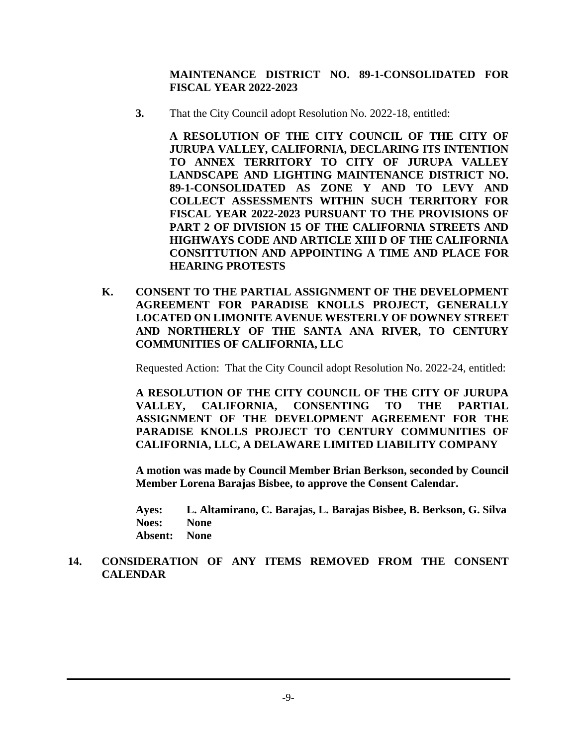**MAINTENANCE DISTRICT NO. 89-1-CONSOLIDATED FOR FISCAL YEAR 2022-2023**

**3.** That the City Council adopt Resolution No. 2022-18, entitled:

**A RESOLUTION OF THE CITY COUNCIL OF THE CITY OF JURUPA VALLEY, CALIFORNIA, DECLARING ITS INTENTION TO ANNEX TERRITORY TO CITY OF JURUPA VALLEY LANDSCAPE AND LIGHTING MAINTENANCE DISTRICT NO. 89-1-CONSOLIDATED AS ZONE Y AND TO LEVY AND COLLECT ASSESSMENTS WITHIN SUCH TERRITORY FOR FISCAL YEAR 2022-2023 PURSUANT TO THE PROVISIONS OF PART 2 OF DIVISION 15 OF THE CALIFORNIA STREETS AND HIGHWAYS CODE AND ARTICLE XIII D OF THE CALIFORNIA CONSITTUTION AND APPOINTING A TIME AND PLACE FOR HEARING PROTESTS**

**K. CONSENT TO THE PARTIAL ASSIGNMENT OF THE DEVELOPMENT AGREEMENT FOR PARADISE KNOLLS PROJECT, GENERALLY LOCATED ON LIMONITE AVENUE WESTERLY OF DOWNEY STREET AND NORTHERLY OF THE SANTA ANA RIVER, TO CENTURY COMMUNITIES OF CALIFORNIA, LLC**

Requested Action: That the City Council adopt Resolution No. 2022-24, entitled:

**A RESOLUTION OF THE CITY COUNCIL OF THE CITY OF JURUPA VALLEY, CALIFORNIA, CONSENTING TO THE PARTIAL ASSIGNMENT OF THE DEVELOPMENT AGREEMENT FOR THE PARADISE KNOLLS PROJECT TO CENTURY COMMUNITIES OF CALIFORNIA, LLC, A DELAWARE LIMITED LIABILITY COMPANY**

**A motion was made by Council Member Brian Berkson, seconded by Council Member Lorena Barajas Bisbee, to approve the Consent Calendar.**

**Ayes: L. Altamirano, C. Barajas, L. Barajas Bisbee, B. Berkson, G. Silva**
**Noes: None**
**Absent: None**

**14. CONSIDERATION OF ANY ITEMS REMOVED FROM THE CONSENT CALENDAR**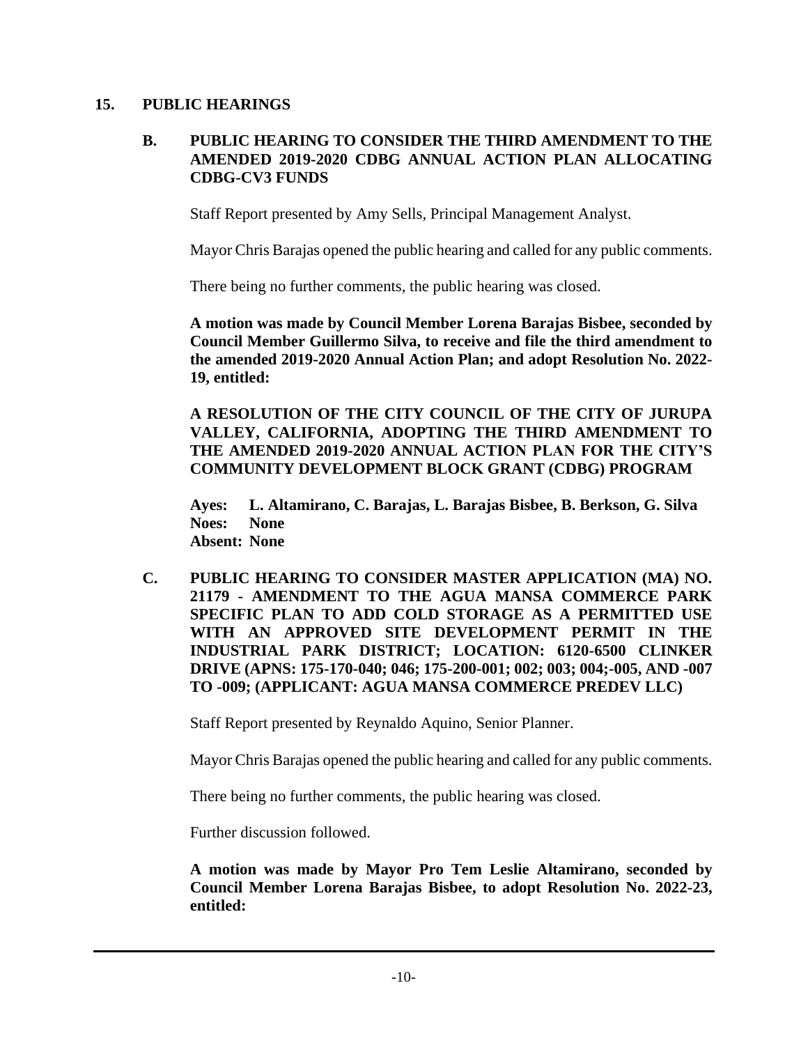## 15. PUBLIC HEARINGS

### B. PUBLIC HEARING TO CONSIDER THE THIRD AMENDMENT TO THE AMENDED 2019-2020 CDBG ANNUAL ACTION PLAN ALLOCATING CDBG-CV3 FUNDS

Staff Report presented by Amy Sells, Principal Management Analyst.

Mayor Chris Barajas opened the public hearing and called for any public comments.

There being no further comments, the public hearing was closed.

**A motion was made by Council Member Lorena Barajas Bisbee, seconded by Council Member Guillermo Silva, to receive and file the third amendment to the amended 2019-2020 Annual Action Plan; and adopt Resolution No. 2022-19, entitled:**

**A RESOLUTION OF THE CITY COUNCIL OF THE CITY OF JURUPA VALLEY, CALIFORNIA, ADOPTING THE THIRD AMENDMENT TO THE AMENDED 2019-2020 ANNUAL ACTION PLAN FOR THE CITY'S COMMUNITY DEVELOPMENT BLOCK GRANT (CDBG) PROGRAM**

**Ayes: L. Altamirano, C. Barajas, L. Barajas Bisbee, B. Berkson, G. Silva**
**Noes: None**
**Absent: None**

### C. PUBLIC HEARING TO CONSIDER MASTER APPLICATION (MA) NO. 21179 - AMENDMENT TO THE AGUA MANSA COMMERCE PARK SPECIFIC PLAN TO ADD COLD STORAGE AS A PERMITTED USE WITH AN APPROVED SITE DEVELOPMENT PERMIT IN THE INDUSTRIAL PARK DISTRICT; LOCATION: 6120-6500 CLINKER DRIVE (APNS: 175-170-040; 046; 175-200-001; 002; 003; 004;-005, AND -007 TO -009; (APPLICANT: AGUA MANSA COMMERCE PREDEV LLC)

Staff Report presented by Reynaldo Aquino, Senior Planner.

Mayor Chris Barajas opened the public hearing and called for any public comments.

There being no further comments, the public hearing was closed.

Further discussion followed.

**A motion was made by Mayor Pro Tem Leslie Altamirano, seconded by Council Member Lorena Barajas Bisbee, to adopt Resolution No. 2022-23, entitled:**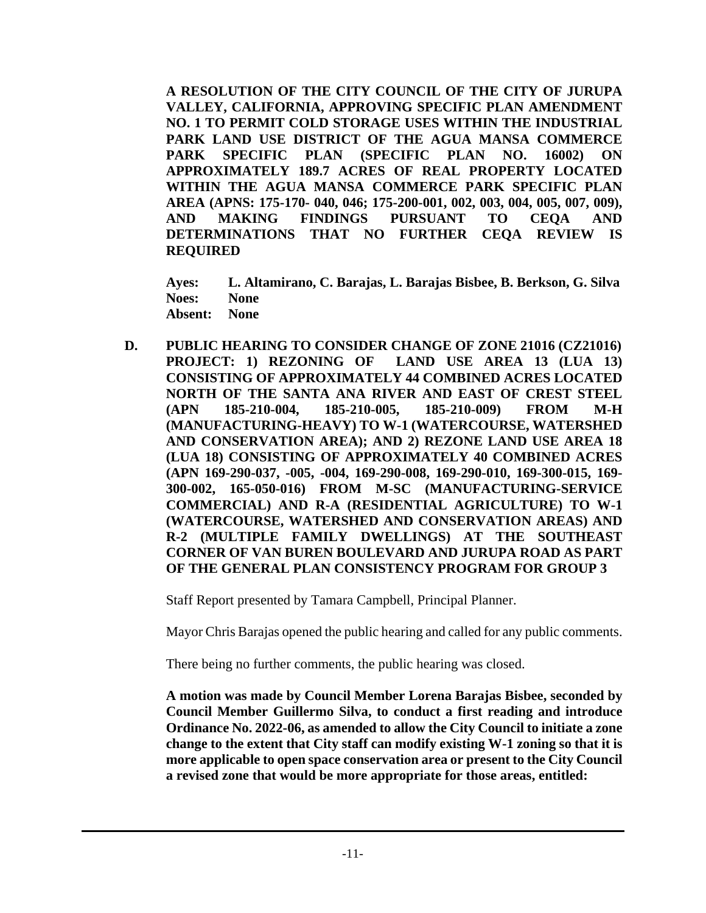**A RESOLUTION OF THE CITY COUNCIL OF THE CITY OF JURUPA VALLEY, CALIFORNIA, APPROVING SPECIFIC PLAN AMENDMENT NO. 1 TO PERMIT COLD STORAGE USES WITHIN THE INDUSTRIAL PARK LAND USE DISTRICT OF THE AGUA MANSA COMMERCE PARK SPECIFIC PLAN (SPECIFIC PLAN NO. 16002) ON APPROXIMATELY 189.7 ACRES OF REAL PROPERTY LOCATED WITHIN THE AGUA MANSA COMMERCE PARK SPECIFIC PLAN AREA (APNS: 175-170- 040, 046; 175-200-001, 002, 003, 004, 005, 007, 009), AND MAKING FINDINGS PURSUANT TO CEQA AND DETERMINATIONS THAT NO FURTHER CEQA REVIEW IS REQUIRED**

**Ayes:** **L. Altamirano, C. Barajas, L. Barajas Bisbee, B. Berkson, G. Silva**
**Noes:** **None**
**Absent:** **None**

**D. PUBLIC HEARING TO CONSIDER CHANGE OF ZONE 21016 (CZ21016) PROJECT: 1) REZONING OF LAND USE AREA 13 (LUA 13) CONSISTING OF APPROXIMATELY 44 COMBINED ACRES LOCATED NORTH OF THE SANTA ANA RIVER AND EAST OF CREST STEEL (APN 185-210-004, 185-210-005, 185-210-009) FROM M-H (MANUFACTURING-HEAVY) TO W-1 (WATERCOURSE, WATERSHED AND CONSERVATION AREA); AND 2) REZONE LAND USE AREA 18 (LUA 18) CONSISTING OF APPROXIMATELY 40 COMBINED ACRES (APN 169-290-037, -005, -004, 169-290-008, 169-290-010, 169-300-015, 169-300-002, 165-050-016) FROM M-SC (MANUFACTURING-SERVICE COMMERCIAL) AND R-A (RESIDENTIAL AGRICULTURE) TO W-1 (WATERCOURSE, WATERSHED AND CONSERVATION AREAS) AND R-2 (MULTIPLE FAMILY DWELLINGS) AT THE SOUTHEAST CORNER OF VAN BUREN BOULEVARD AND JURUPA ROAD AS PART OF THE GENERAL PLAN CONSISTENCY PROGRAM FOR GROUP 3**

Staff Report presented by Tamara Campbell, Principal Planner.

Mayor Chris Barajas opened the public hearing and called for any public comments.

There being no further comments, the public hearing was closed.

**A motion was made by Council Member Lorena Barajas Bisbee, seconded by Council Member Guillermo Silva, to conduct a first reading and introduce Ordinance No. 2022-06, as amended to allow the City Council to initiate a zone change to the extent that City staff can modify existing W-1 zoning so that it is more applicable to open space conservation area or present to the City Council a revised zone that would be more appropriate for those areas, entitled:**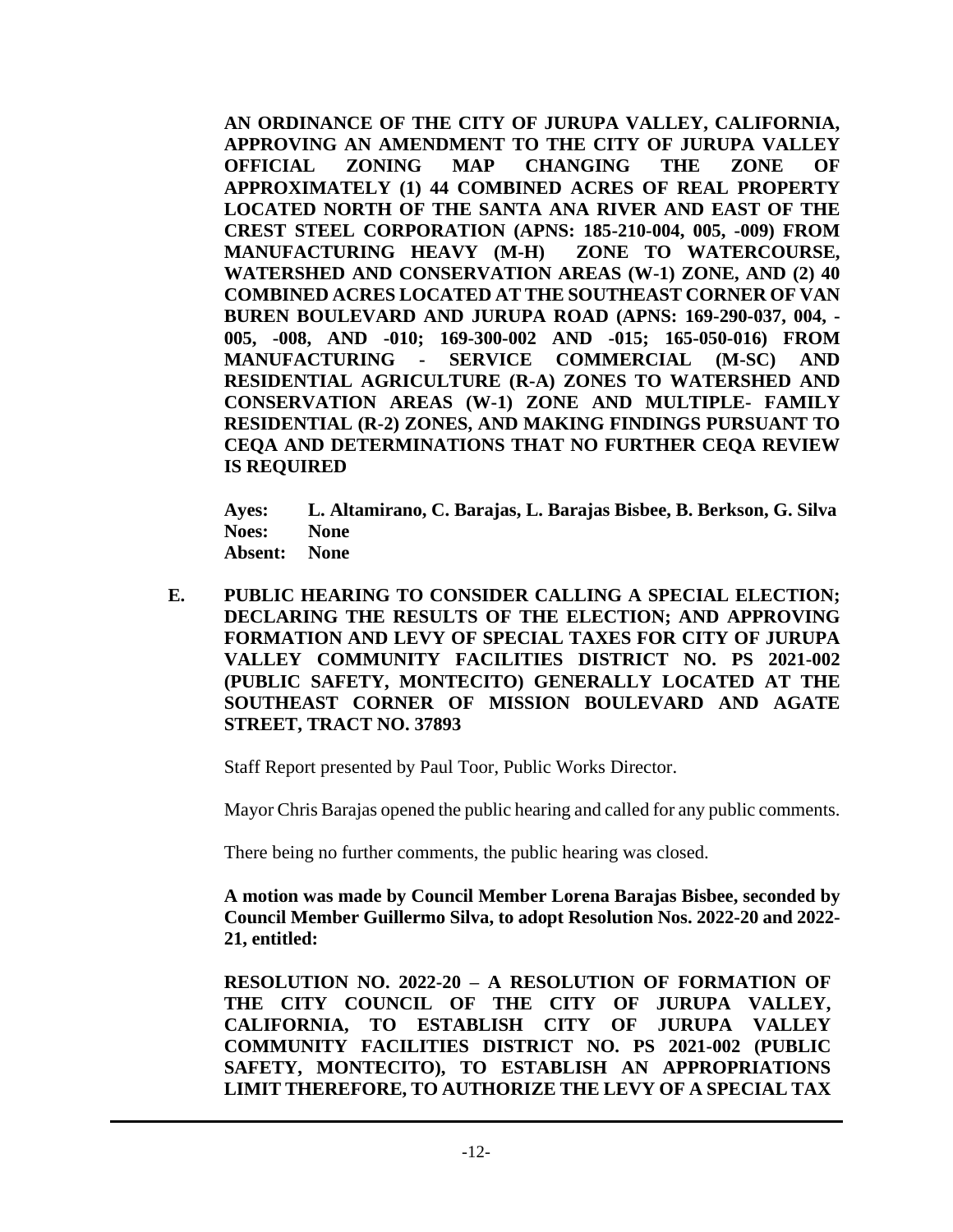**AN ORDINANCE OF THE CITY OF JURUPA VALLEY, CALIFORNIA, APPROVING AN AMENDMENT TO THE CITY OF JURUPA VALLEY OFFICIAL ZONING MAP CHANGING THE ZONE OF APPROXIMATELY (1) 44 COMBINED ACRES OF REAL PROPERTY LOCATED NORTH OF THE SANTA ANA RIVER AND EAST OF THE CREST STEEL CORPORATION (APNS: 185-210-004, 005, -009) FROM MANUFACTURING HEAVY (M-H) ZONE TO WATERCOURSE, WATERSHED AND CONSERVATION AREAS (W-1) ZONE, AND (2) 40 COMBINED ACRES LOCATED AT THE SOUTHEAST CORNER OF VAN BUREN BOULEVARD AND JURUPA ROAD (APNS: 169-290-037, 004, -005, -008, AND -010; 169-300-002 AND -015; 165-050-016) FROM MANUFACTURING - SERVICE COMMERCIAL (M-SC) AND RESIDENTIAL AGRICULTURE (R-A) ZONES TO WATERSHED AND CONSERVATION AREAS (W-1) ZONE AND MULTIPLE- FAMILY RESIDENTIAL (R-2) ZONES, AND MAKING FINDINGS PURSUANT TO CEQA AND DETERMINATIONS THAT NO FURTHER CEQA REVIEW IS REQUIRED**

**Ayes: L. Altamirano, C. Barajas, L. Barajas Bisbee, B. Berkson, G. Silva**
**Noes: None**
**Absent: None**

**E. PUBLIC HEARING TO CONSIDER CALLING A SPECIAL ELECTION; DECLARING THE RESULTS OF THE ELECTION; AND APPROVING FORMATION AND LEVY OF SPECIAL TAXES FOR CITY OF JURUPA VALLEY COMMUNITY FACILITIES DISTRICT NO. PS 2021-002 (PUBLIC SAFETY, MONTECITO) GENERALLY LOCATED AT THE SOUTHEAST CORNER OF MISSION BOULEVARD AND AGATE STREET, TRACT NO. 37893**

Staff Report presented by Paul Toor, Public Works Director.

Mayor Chris Barajas opened the public hearing and called for any public comments.

There being no further comments, the public hearing was closed.

**A motion was made by Council Member Lorena Barajas Bisbee, seconded by Council Member Guillermo Silva, to adopt Resolution Nos. 2022-20 and 2022-21, entitled:**

**RESOLUTION NO. 2022-20 – A RESOLUTION OF FORMATION OF THE CITY COUNCIL OF THE CITY OF JURUPA VALLEY, CALIFORNIA, TO ESTABLISH CITY OF JURUPA VALLEY COMMUNITY FACILITIES DISTRICT NO. PS 2021-002 (PUBLIC SAFETY, MONTECITO), TO ESTABLISH AN APPROPRIATIONS LIMIT THEREFORE, TO AUTHORIZE THE LEVY OF A SPECIAL TAX**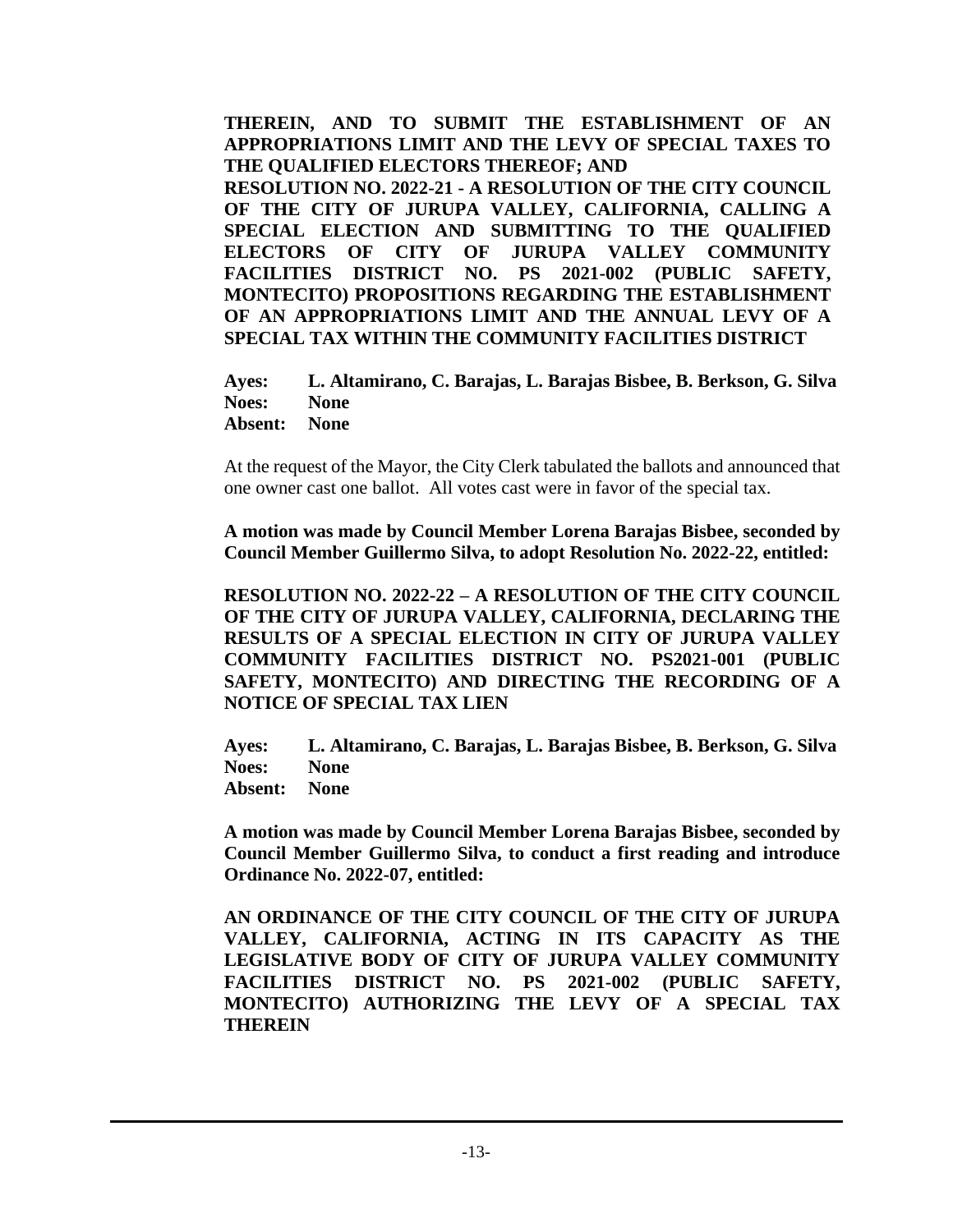**THEREIN, AND TO SUBMIT THE ESTABLISHMENT OF AN APPROPRIATIONS LIMIT AND THE LEVY OF SPECIAL TAXES TO THE QUALIFIED ELECTORS THEREOF; AND**

**RESOLUTION NO. 2022-21 - A RESOLUTION OF THE CITY COUNCIL OF THE CITY OF JURUPA VALLEY, CALIFORNIA, CALLING A SPECIAL ELECTION AND SUBMITTING TO THE QUALIFIED ELECTORS OF CITY OF JURUPA VALLEY COMMUNITY FACILITIES DISTRICT NO. PS 2021-002 (PUBLIC SAFETY, MONTECITO) PROPOSITIONS REGARDING THE ESTABLISHMENT OF AN APPROPRIATIONS LIMIT AND THE ANNUAL LEVY OF A SPECIAL TAX WITHIN THE COMMUNITY FACILITIES DISTRICT**

**Ayes: L. Altamirano, C. Barajas, L. Barajas Bisbee, B. Berkson, G. Silva**
**Noes: None**
**Absent: None**

At the request of the Mayor, the City Clerk tabulated the ballots and announced that one owner cast one ballot. All votes cast were in favor of the special tax.

**A motion was made by Council Member Lorena Barajas Bisbee, seconded by Council Member Guillermo Silva, to adopt Resolution No. 2022-22, entitled:**

**RESOLUTION NO. 2022-22 – A RESOLUTION OF THE CITY COUNCIL OF THE CITY OF JURUPA VALLEY, CALIFORNIA, DECLARING THE RESULTS OF A SPECIAL ELECTION IN CITY OF JURUPA VALLEY COMMUNITY FACILITIES DISTRICT NO. PS2021-001 (PUBLIC SAFETY, MONTECITO) AND DIRECTING THE RECORDING OF A NOTICE OF SPECIAL TAX LIEN**

**Ayes: L. Altamirano, C. Barajas, L. Barajas Bisbee, B. Berkson, G. Silva**
**Noes: None**
**Absent: None**

**A motion was made by Council Member Lorena Barajas Bisbee, seconded by Council Member Guillermo Silva, to conduct a first reading and introduce Ordinance No. 2022-07, entitled:**

**AN ORDINANCE OF THE CITY COUNCIL OF THE CITY OF JURUPA VALLEY, CALIFORNIA, ACTING IN ITS CAPACITY AS THE LEGISLATIVE BODY OF CITY OF JURUPA VALLEY COMMUNITY FACILITIES DISTRICT NO. PS 2021-002 (PUBLIC SAFETY, MONTECITO) AUTHORIZING THE LEVY OF A SPECIAL TAX THEREIN**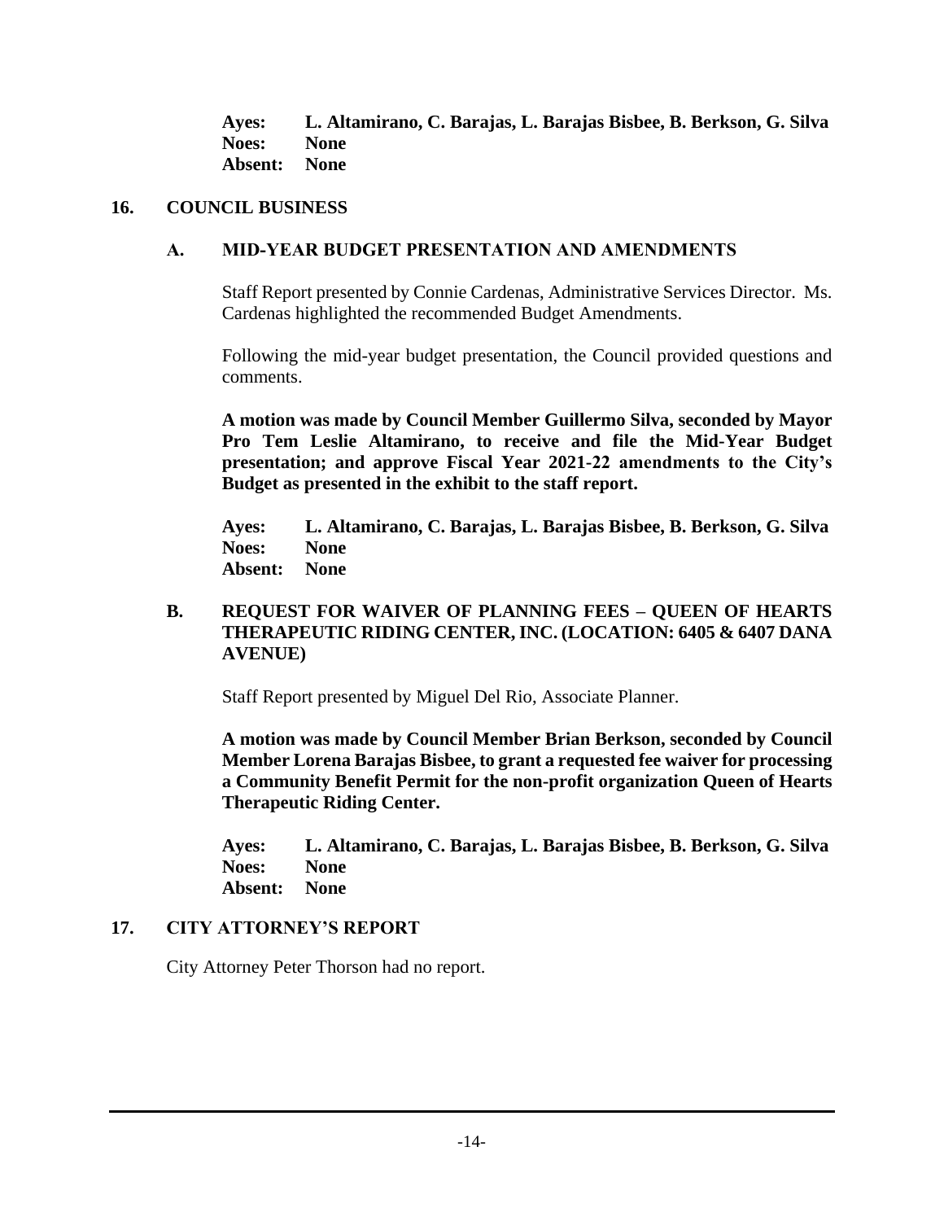**Ayes: L. Altamirano, C. Barajas, L. Barajas Bisbee, B. Berkson, G. Silva**
**Noes: None**
**Absent: None**

## 16. COUNCIL BUSINESS

### A. MID-YEAR BUDGET PRESENTATION AND AMENDMENTS

Staff Report presented by Connie Cardenas, Administrative Services Director. Ms. Cardenas highlighted the recommended Budget Amendments.

Following the mid-year budget presentation, the Council provided questions and comments.

**A motion was made by Council Member Guillermo Silva, seconded by Mayor Pro Tem Leslie Altamirano, to receive and file the Mid-Year Budget presentation; and approve Fiscal Year 2021-22 amendments to the City's Budget as presented in the exhibit to the staff report.**

**Ayes: L. Altamirano, C. Barajas, L. Barajas Bisbee, B. Berkson, G. Silva**
**Noes: None**
**Absent: None**

### B. REQUEST FOR WAIVER OF PLANNING FEES – QUEEN OF HEARTS THERAPEUTIC RIDING CENTER, INC. (LOCATION: 6405 & 6407 DANA AVENUE)

Staff Report presented by Miguel Del Rio, Associate Planner.

**A motion was made by Council Member Brian Berkson, seconded by Council Member Lorena Barajas Bisbee, to grant a requested fee waiver for processing a Community Benefit Permit for the non-profit organization Queen of Hearts Therapeutic Riding Center.**

**Ayes: L. Altamirano, C. Barajas, L. Barajas Bisbee, B. Berkson, G. Silva**
**Noes: None**
**Absent: None**

## 17. CITY ATTORNEY'S REPORT

City Attorney Peter Thorson had no report.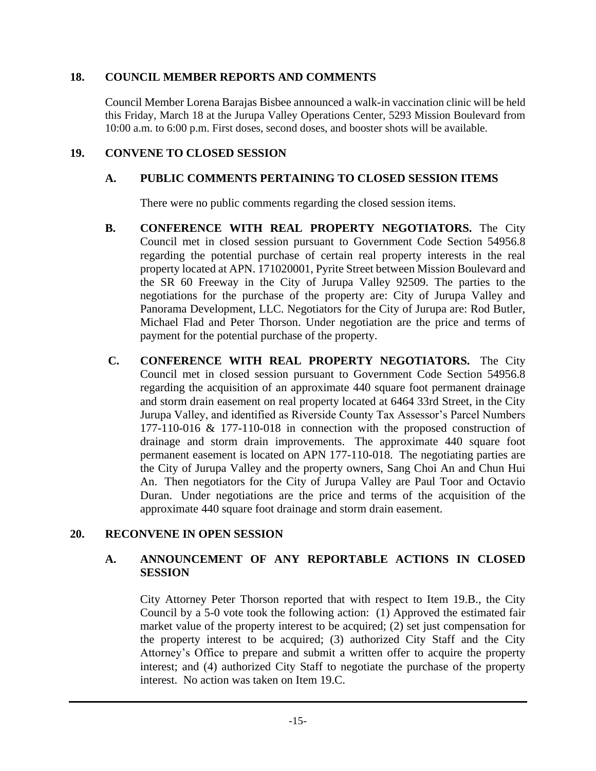## 18. COUNCIL MEMBER REPORTS AND COMMENTS

Council Member Lorena Barajas Bisbee announced a walk-in vaccination clinic will be held this Friday, March 18 at the Jurupa Valley Operations Center, 5293 Mission Boulevard from 10:00 a.m. to 6:00 p.m. First doses, second doses, and booster shots will be available.

## 19. CONVENE TO CLOSED SESSION

### A. PUBLIC COMMENTS PERTAINING TO CLOSED SESSION ITEMS

There were no public comments regarding the closed session items.

**B. CONFERENCE WITH REAL PROPERTY NEGOTIATORS.** The City Council met in closed session pursuant to Government Code Section 54956.8 regarding the potential purchase of certain real property interests in the real property located at APN. 171020001, Pyrite Street between Mission Boulevard and the SR 60 Freeway in the City of Jurupa Valley 92509. The parties to the negotiations for the purchase of the property are: City of Jurupa Valley and Panorama Development, LLC. Negotiators for the City of Jurupa are: Rod Butler, Michael Flad and Peter Thorson. Under negotiation are the price and terms of payment for the potential purchase of the property.

**C. CONFERENCE WITH REAL PROPERTY NEGOTIATORS.** The City Council met in closed session pursuant to Government Code Section 54956.8 regarding the acquisition of an approximate 440 square foot permanent drainage and storm drain easement on real property located at 6464 33rd Street, in the City Jurupa Valley, and identified as Riverside County Tax Assessor's Parcel Numbers 177-110-016 & 177-110-018 in connection with the proposed construction of drainage and storm drain improvements. The approximate 440 square foot permanent easement is located on APN 177-110-018. The negotiating parties are the City of Jurupa Valley and the property owners, Sang Choi An and Chun Hui An. Then negotiators for the City of Jurupa Valley are Paul Toor and Octavio Duran. Under negotiations are the price and terms of the acquisition of the approximate 440 square foot drainage and storm drain easement.

## 20. RECONVENE IN OPEN SESSION

### A. ANNOUNCEMENT OF ANY REPORTABLE ACTIONS IN CLOSED SESSION

City Attorney Peter Thorson reported that with respect to Item 19.B., the City Council by a 5-0 vote took the following action: (1) Approved the estimated fair market value of the property interest to be acquired; (2) set just compensation for the property interest to be acquired; (3) authorized City Staff and the City Attorney's Office to prepare and submit a written offer to acquire the property interest; and (4) authorized City Staff to negotiate the purchase of the property interest. No action was taken on Item 19.C.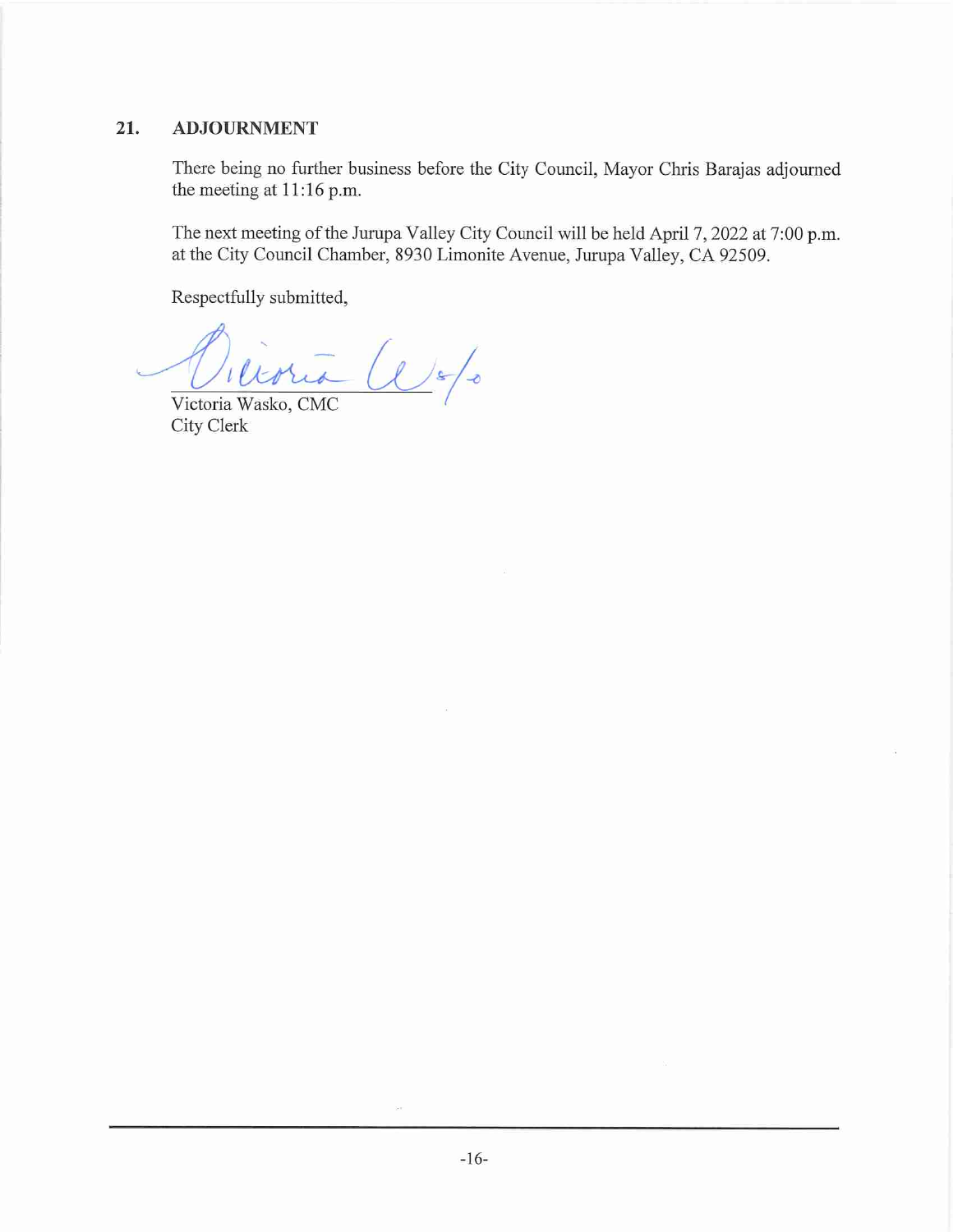## 21. ADJOURNMENT

There being no further business before the City Council, Mayor Chris Barajas adjourned the meeting at 11:16 p.m.

The next meeting of the Jurupa Valley City Council will be held April 7, 2022 at 7:00 p.m. at the City Council Chamber, 8930 Limonite Avenue, Jurupa Valley, CA 92509.

Respectfully submitted,

Victoria Wasko, CMC
City Clerk